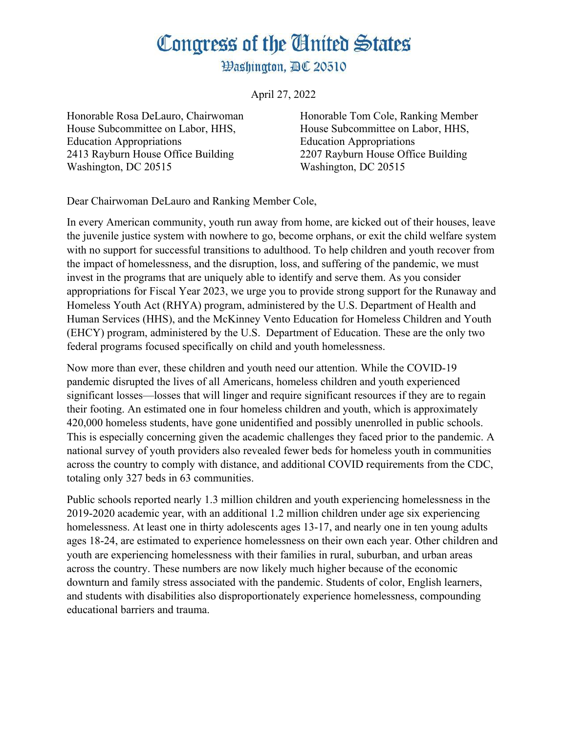# Congress of the United States

## Washington, DC 20510

April 27, 2022

Honorable Rosa DeLauro, Chairwoman
House Subcommittee on Labor, HHS, Education Appropriations
2413 Rayburn House Office Building
Washington, DC 20515

Honorable Tom Cole, Ranking Member
House Subcommittee on Labor, HHS, Education Appropriations
2207 Rayburn House Office Building
Washington, DC 20515

Dear Chairwoman DeLauro and Ranking Member Cole,

In every American community, youth run away from home, are kicked out of their houses, leave the juvenile justice system with nowhere to go, become orphans, or exit the child welfare system with no support for successful transitions to adulthood. To help children and youth recover from the impact of homelessness, and the disruption, loss, and suffering of the pandemic, we must invest in the programs that are uniquely able to identify and serve them. As you consider appropriations for Fiscal Year 2023, we urge you to provide strong support for the Runaway and Homeless Youth Act (RHYA) program, administered by the U.S. Department of Health and Human Services (HHS), and the McKinney Vento Education for Homeless Children and Youth (EHCY) program, administered by the U.S. Department of Education. These are the only two federal programs focused specifically on child and youth homelessness.

Now more than ever, these children and youth need our attention. While the COVID-19 pandemic disrupted the lives of all Americans, homeless children and youth experienced significant losses—losses that will linger and require significant resources if they are to regain their footing. An estimated one in four homeless children and youth, which is approximately 420,000 homeless students, have gone unidentified and possibly unenrolled in public schools. This is especially concerning given the academic challenges they faced prior to the pandemic. A national survey of youth providers also revealed fewer beds for homeless youth in communities across the country to comply with distance, and additional COVID requirements from the CDC, totaling only 327 beds in 63 communities.

Public schools reported nearly 1.3 million children and youth experiencing homelessness in the 2019-2020 academic year, with an additional 1.2 million children under age six experiencing homelessness. At least one in thirty adolescents ages 13-17, and nearly one in ten young adults ages 18-24, are estimated to experience homelessness on their own each year. Other children and youth are experiencing homelessness with their families in rural, suburban, and urban areas across the country. These numbers are now likely much higher because of the economic downturn and family stress associated with the pandemic. Students of color, English learners, and students with disabilities also disproportionately experience homelessness, compounding educational barriers and trauma.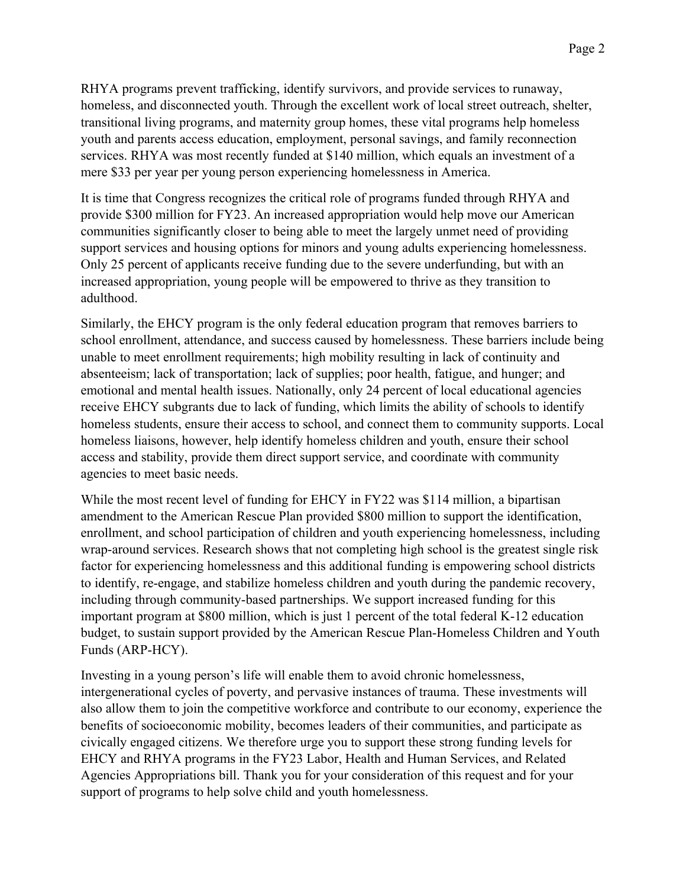RHYA programs prevent trafficking, identify survivors, and provide services to runaway, homeless, and disconnected youth. Through the excellent work of local street outreach, shelter, transitional living programs, and maternity group homes, these vital programs help homeless youth and parents access education, employment, personal savings, and family reconnection services. RHYA was most recently funded at $140 million, which equals an investment of a mere $33 per year per young person experiencing homelessness in America.

It is time that Congress recognizes the critical role of programs funded through RHYA and provide $300 million for FY23. An increased appropriation would help move our American communities significantly closer to being able to meet the largely unmet need of providing support services and housing options for minors and young adults experiencing homelessness. Only 25 percent of applicants receive funding due to the severe underfunding, but with an increased appropriation, young people will be empowered to thrive as they transition to adulthood.

Similarly, the EHCY program is the only federal education program that removes barriers to school enrollment, attendance, and success caused by homelessness. These barriers include being unable to meet enrollment requirements; high mobility resulting in lack of continuity and absenteeism; lack of transportation; lack of supplies; poor health, fatigue, and hunger; and emotional and mental health issues. Nationally, only 24 percent of local educational agencies receive EHCY subgrants due to lack of funding, which limits the ability of schools to identify homeless students, ensure their access to school, and connect them to community supports. Local homeless liaisons, however, help identify homeless children and youth, ensure their school access and stability, provide them direct support service, and coordinate with community agencies to meet basic needs.

While the most recent level of funding for EHCY in FY22 was $114 million, a bipartisan amendment to the American Rescue Plan provided $800 million to support the identification, enrollment, and school participation of children and youth experiencing homelessness, including wrap-around services. Research shows that not completing high school is the greatest single risk factor for experiencing homelessness and this additional funding is empowering school districts to identify, re-engage, and stabilize homeless children and youth during the pandemic recovery, including through community-based partnerships. We support increased funding for this important program at $800 million, which is just 1 percent of the total federal K-12 education budget, to sustain support provided by the American Rescue Plan-Homeless Children and Youth Funds (ARP-HCY).

Investing in a young person's life will enable them to avoid chronic homelessness, intergenerational cycles of poverty, and pervasive instances of trauma. These investments will also allow them to join the competitive workforce and contribute to our economy, experience the benefits of socioeconomic mobility, becomes leaders of their communities, and participate as civically engaged citizens. We therefore urge you to support these strong funding levels for EHCY and RHYA programs in the FY23 Labor, Health and Human Services, and Related Agencies Appropriations bill. Thank you for your consideration of this request and for your support of programs to help solve child and youth homelessness.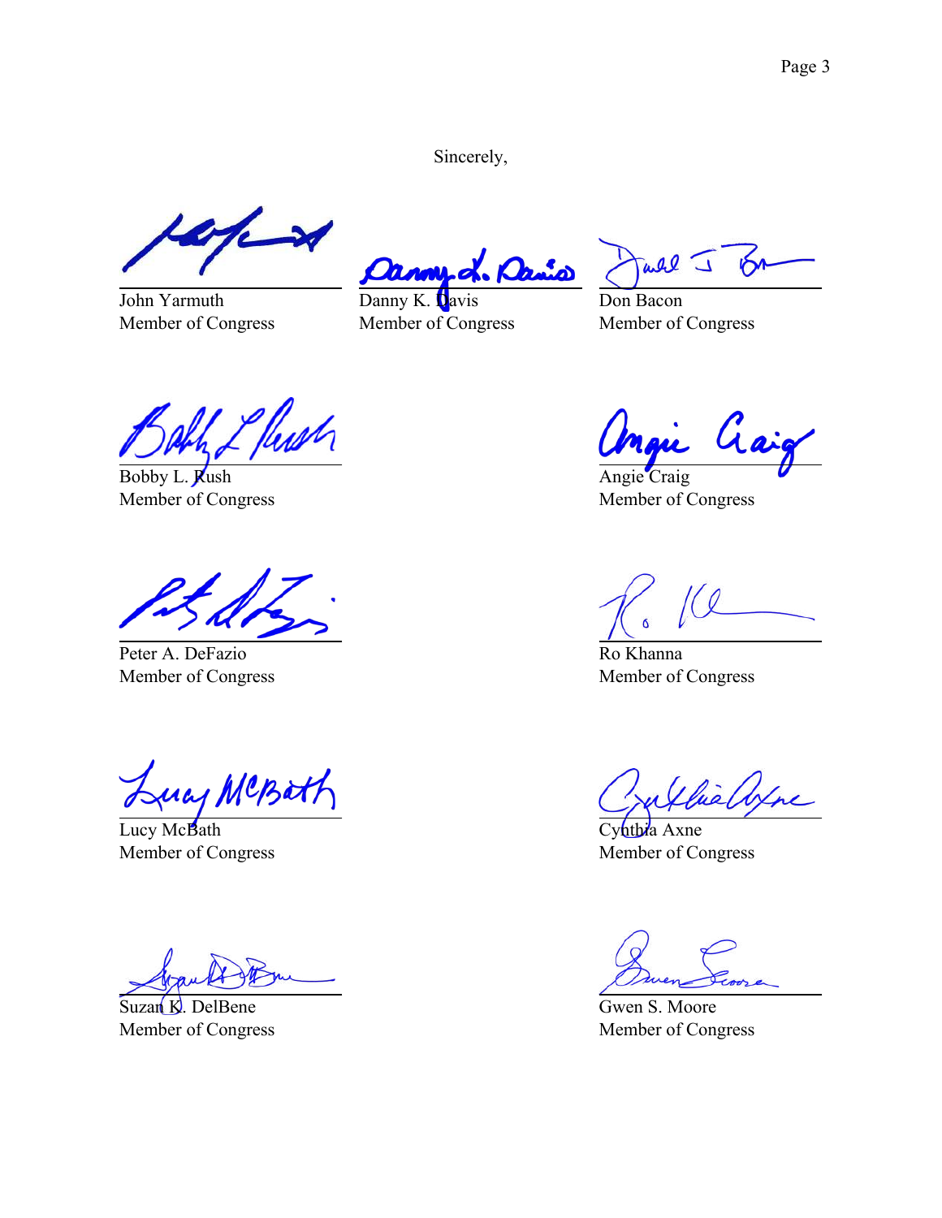Sincerely,

John Yarmuth
Member of Congress

Danny K. Davis
Member of Congress

Don Bacon
Member of Congress

Bobby L. Rush
Member of Congress

Angie Craig
Member of Congress

Peter A. DeFazio
Member of Congress

Ro Khanna
Member of Congress

Lucy McBath
Member of Congress

Cynthia Axne
Member of Congress

Suzan K. DelBene
Member of Congress

Gwen S. Moore
Member of Congress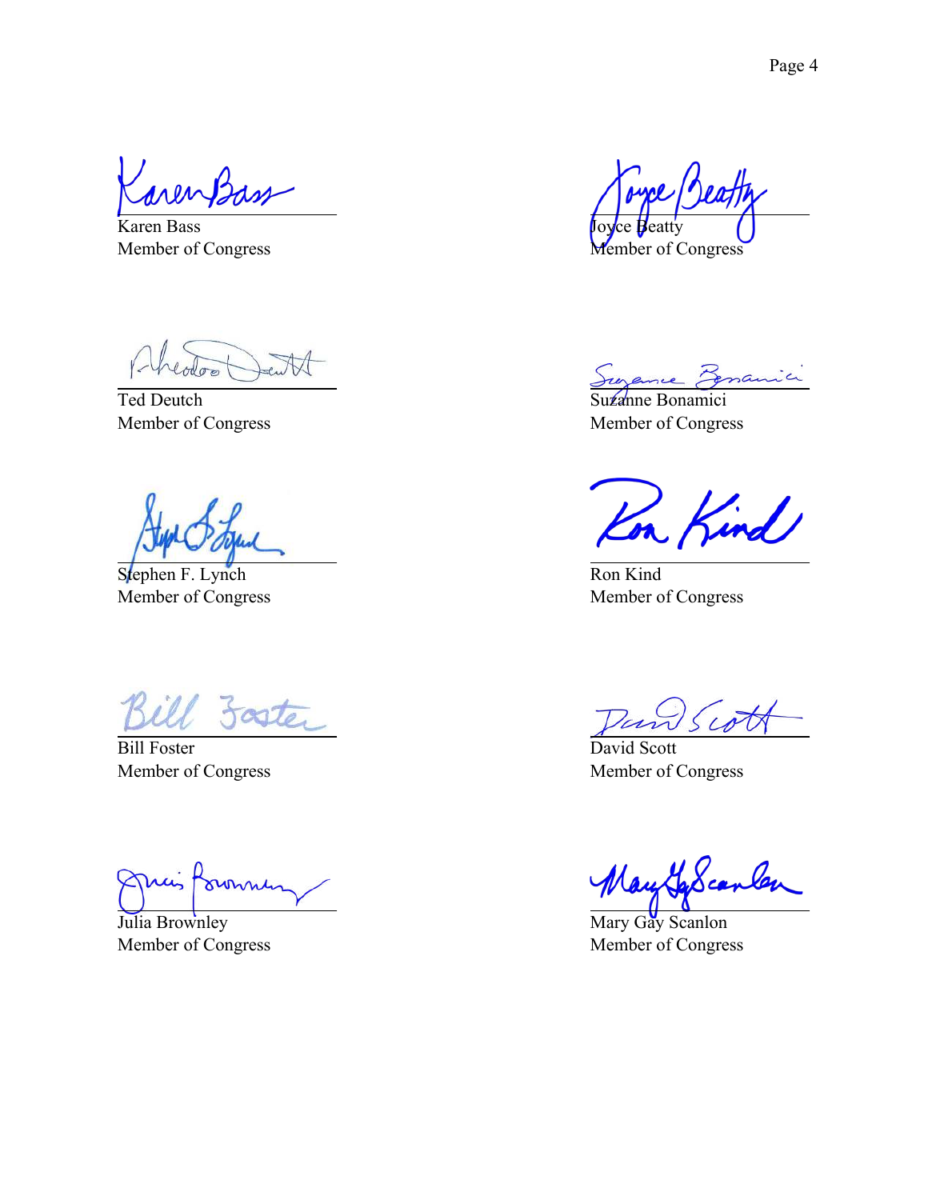Karen Bass
Member of Congress

Joyce Beatty
Member of Congress

Ted Deutch
Member of Congress

Suzanne Bonamici
Member of Congress

Stephen F. Lynch
Member of Congress

Ron Kind
Member of Congress

Bill Foster
Member of Congress

David Scott
Member of Congress

Julia Brownley
Member of Congress

Mary Gay Scanlon
Member of Congress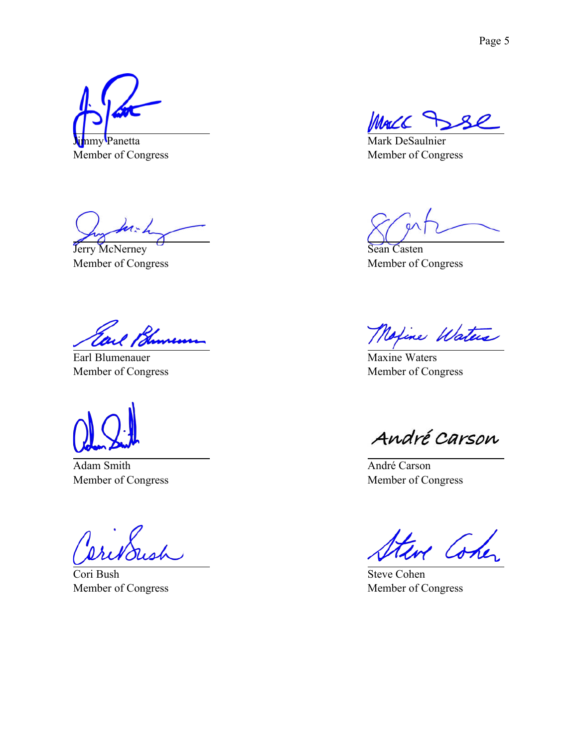Jimmy Panetta
Member of Congress

Mark DeSaulnier
Member of Congress

Jerry McNerney
Member of Congress

Sean Casten
Member of Congress

Earl Blumenauer
Member of Congress

Maxine Waters
Member of Congress

Adam Smith
Member of Congress

André Carson

André Carson
Member of Congress

Cori Bush
Member of Congress

Steve Cohen
Member of Congress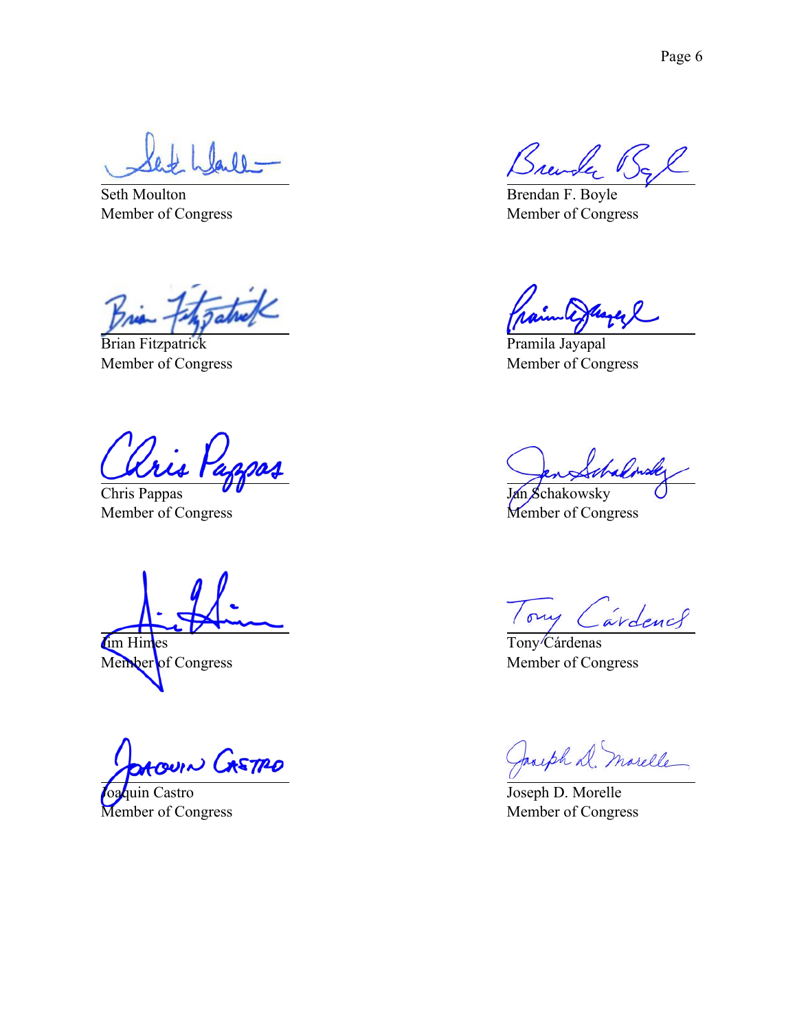Seth Moulton
Member of Congress

Brendan F. Boyle
Member of Congress

Brian Fitzpatrick
Member of Congress

Pramila Jayapal
Member of Congress

Chris Pappas
Member of Congress

Jan Schakowsky
Member of Congress

Jim Himes
Member of Congress

Tony Cárdenas
Member of Congress

Joaquin Castro
Member of Congress

Joseph D. Morelle
Member of Congress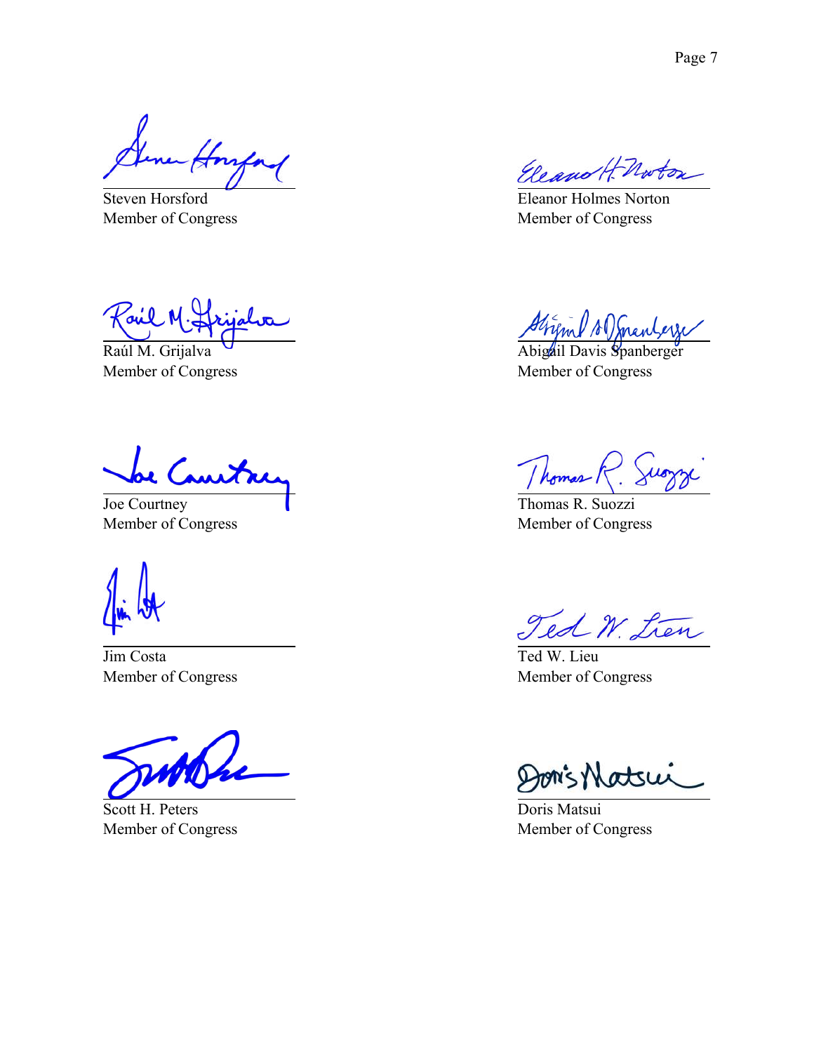Steven Horsford
Member of Congress

Eleanor Holmes Norton
Member of Congress

Raúl M. Grijalva
Member of Congress

Abigail Davis Spanberger
Member of Congress

Joe Courtney
Member of Congress

Thomas R. Suozzi
Member of Congress

Jim Costa
Member of Congress

Ted W. Lieu
Member of Congress

Scott H. Peters
Member of Congress

Doris Matsui
Member of Congress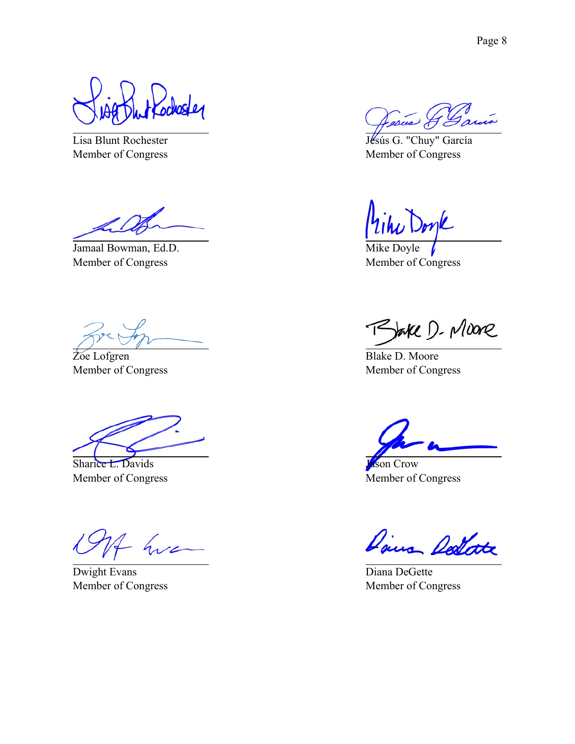Lisa Blunt Rochester
Member of Congress

Jesús G. "Chuy" García
Member of Congress

Jamaal Bowman, Ed.D.
Member of Congress

Mike Doyle
Member of Congress

Zoe Lofgren
Member of Congress

Blake D. Moore
Member of Congress

Sharice L. Davids
Member of Congress

Jason Crow
Member of Congress

Dwight Evans
Member of Congress

Diana DeGette
Member of Congress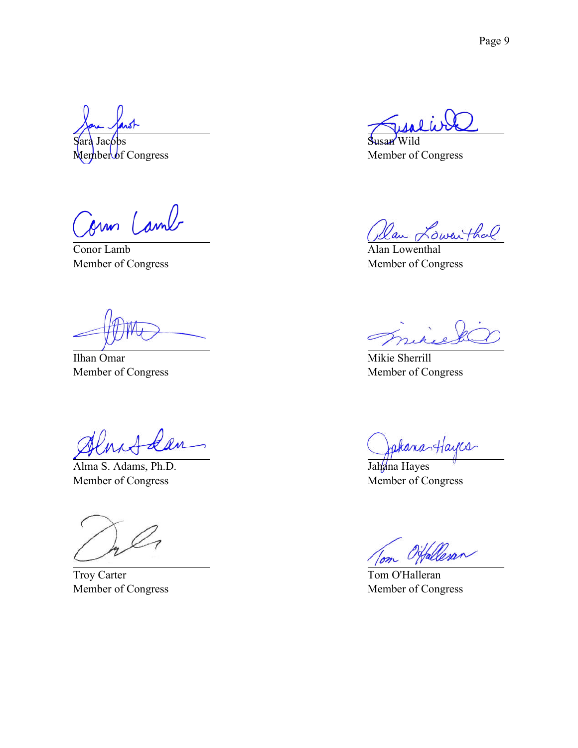Sara Jacobs
Member of Congress

Susan Wild
Member of Congress

Conor Lamb
Member of Congress

Alan Lowenthal
Member of Congress

Ilhan Omar
Member of Congress

Mikie Sherrill
Member of Congress

Alma S. Adams, Ph.D.
Member of Congress

Jahana Hayes
Member of Congress

Troy Carter
Member of Congress

Tom O'Halleran
Member of Congress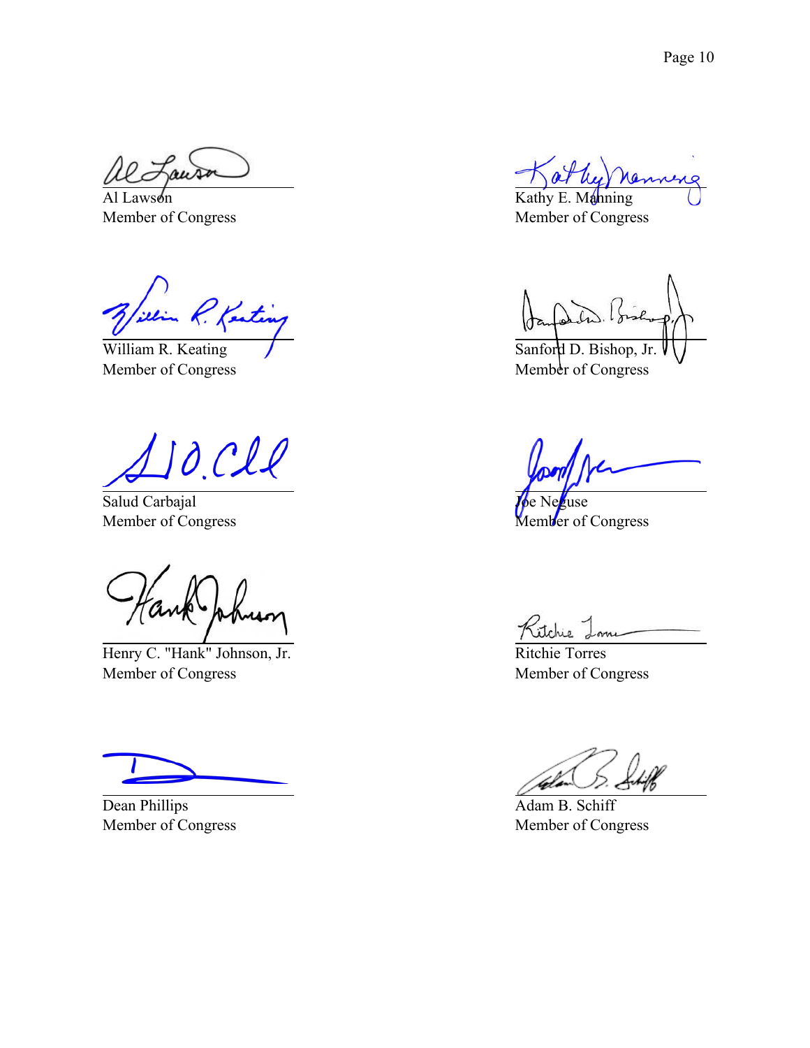Al Lawson
Member of Congress

Kathy E. Manning
Member of Congress

William R. Keating
Member of Congress

Sanford D. Bishop, Jr.
Member of Congress

Salud Carbajal
Member of Congress

Joe Neguse
Member of Congress

Henry C. "Hank" Johnson, Jr.
Member of Congress

Ritchie Torres
Member of Congress

Dean Phillips
Member of Congress

Adam B. Schiff
Member of Congress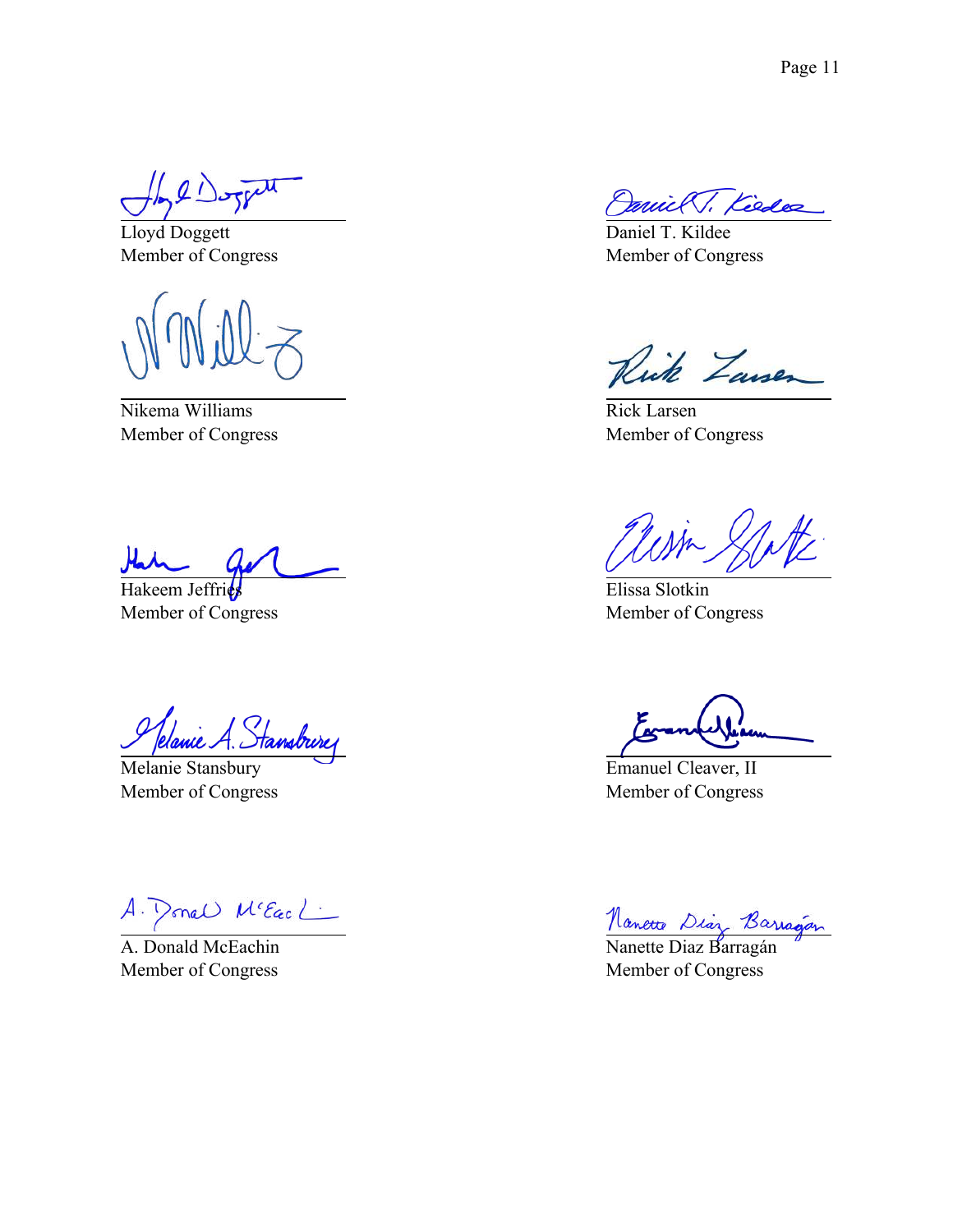Lloyd Doggett
Member of Congress

Daniel T. Kildee
Member of Congress

Nikema Williams
Member of Congress

Rick Larsen
Member of Congress

Hakeem Jeffries
Member of Congress

Elissa Slotkin
Member of Congress

Melanie Stansbury
Member of Congress

Emanuel Cleaver, II
Member of Congress

A. Donald McEachin
Member of Congress

Nanette Diaz Barragán
Member of Congress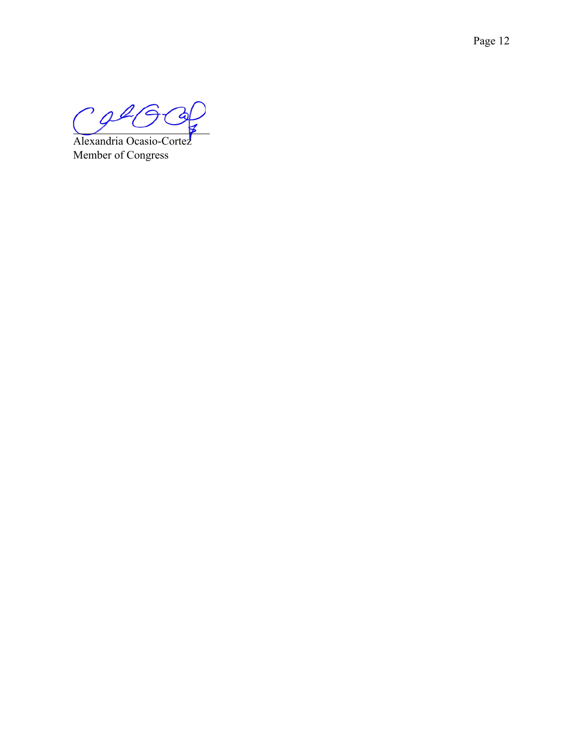Alexandria Ocasio-Cortez
Member of Congress